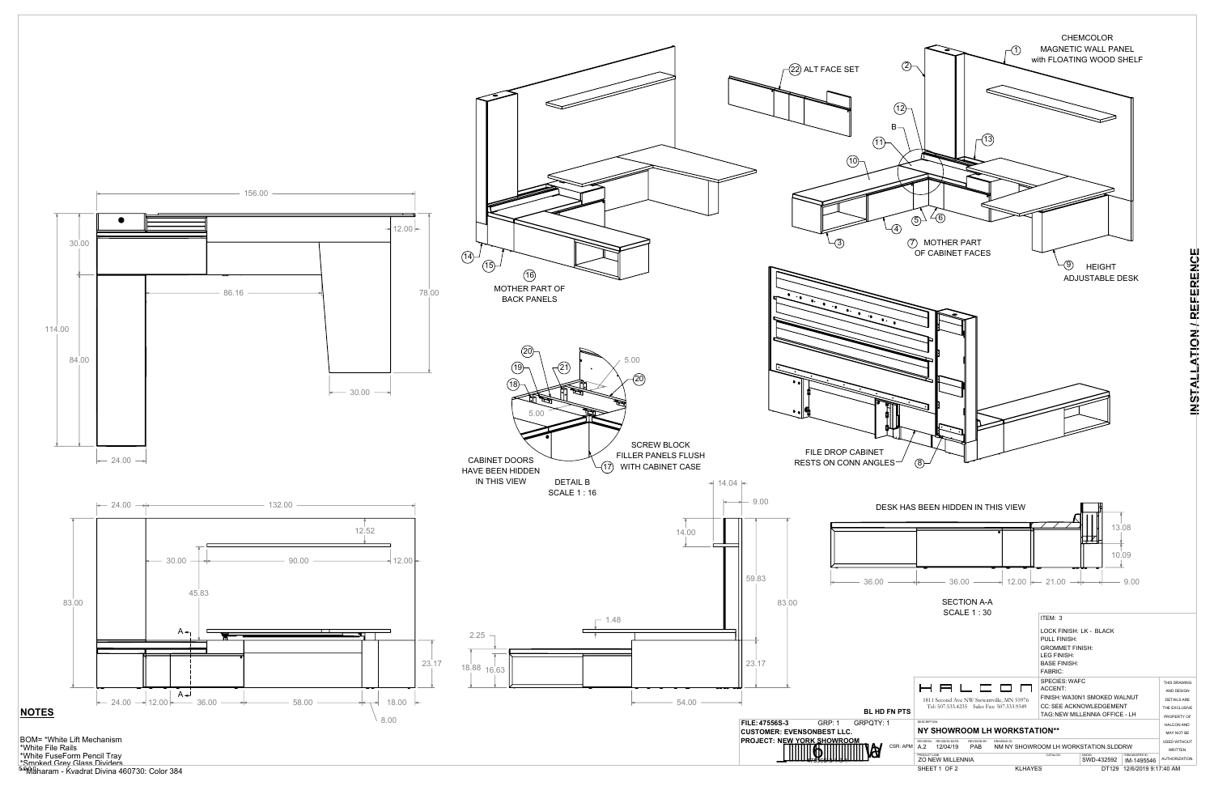INSTALLATION / REFERENCE

1 CHEMCOLOR MAGNETIC WALL PANEL with FLOATING WOOD SHELF

2

3

4

5

6

7 MOTHER PART OF CABINET FACES

8

9 HEIGHT ADJUSTABLE DESK

10

11

12

13

14

15

16 MOTHER PART OF BACK PANELS

17

18

19

20

21

22 ALT FACE SET

DETAIL B
SCALE 1 : 16

CABINET DOORS HAVE BEEN HIDDEN IN THIS VIEW

SCREW BLOCK FILLER PANELS FLUSH WITH CABINET CASE

FILE DROP CABINET RESTS ON CONN ANGLES

DESK HAS BEEN HIDDEN IN THIS VIEW

SECTION A-A
SCALE 1 : 30

## NOTES

BOM= *White Lift Mechanism
*White File Rails
*White FuseForm Pencil Tray
*Smoked Grey Glass Dividers
*Maharam - Kvadrat Divina 460730: Color 384

BL HD FN PTS

| | |
|---|---|
| ITEM: | 3 |
| LOCK FINISH: | LK - BLACK |
| PULL FINISH: | |
| GROMMET FINISH: | |
| LEG FINISH: | |
| BASE FINISH: | |
| FABRIC: | |
| SPECIES: | WAFC |
| ACCENT: | |
| FINISH: | WA30N1 SMOKED WALNUT |
| CC: | SEE ACKNOWLEDGEMENT |
| TAG: | NEW MILLENNIA OFFICE - LH |

HALCON
1811 Second Ave NW Stewartville, MN 55976
Tel: 507.533.4235 Sales Fax: 507.533.9349

THIS DRAWING AND DESIGN DETAILS ARE THE EXCLUSIVE PROPERTY OF HALCON AND MAY NOT BE USED WITHOUT WRITTEN AUTHORIZATION.

FILE: 47556S-3 GRP: 1 GRPQTY: 1
CUSTOMER: EVENSONBEST LLC.
PROJECT: NEW YORK SHOWROOM

CSR: APM

DESCRIPTION: NY SHOWROOM LH WORKSTATION**

| REVISION | REVISION DATE | REVISION BY | DRAWING ID |
|---|---|---|---|
| A.2 | 12/04/19 | PAB | NM NY SHOWROOM LH WORKSTATION.SLDDRW |

| PRODUCT LINE | CATALOG | SWDID | ITEM MASTER ID |
|---|---|---|---|
| ZO NEW MILLENNIA | | SWD-432592 | IM-1495546 |

SHEET 1 OF 2 KLHAYES DT129 12/6/2019 9:17:40 AM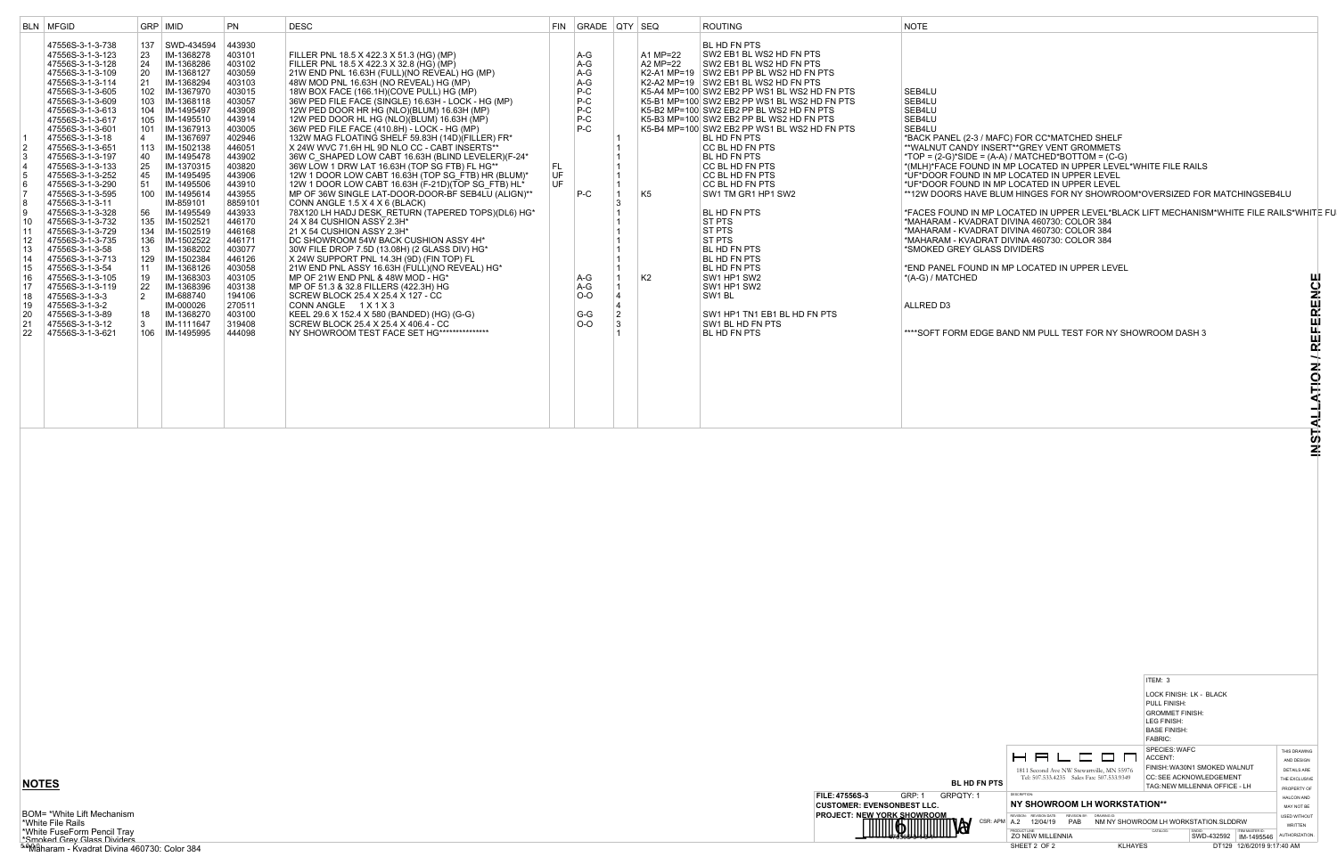| BLN | MFGID | GRP | IMID | PN | DESC | FIN | GRADE | QTY | SEQ | ROUTING | NOTE |
|---|---|---|---|---|---|---|---|---|---|---|---|
| | 47556S-3-1-3-738 | 137 | SWD-434594 | 443930 | | | | | | BL HD FN PTS | |
| | 47556S-3-1-3-123 | 23 | IM-1368278 | 403101 | FILLER PNL 18.5 X 422.3 X 51.3 (HG) (MP) | | A-G | | A1 MP=22 | SW2 EB1 BL WS2 HD FN PTS | |
| | 47556S-3-1-3-128 | 24 | IM-1368286 | 403102 | FILLER PNL 18.5 X 422.3 X 32.8 (HG) (MP) | | A-G | | A2 MP=22 | SW2 EB1 BL WS2 HD FN PTS | |
| | 47556S-3-1-3-109 | 20 | IM-1368127 | 403059 | 21W END PNL 16.63H (FULL)(NO REVEAL) HG (MP) | | A-G | | K2-A1 MP=19 | SW2 EB1 PP BL WS2 HD FN PTS | |
| | 47556S-3-1-3-114 | 21 | IM-1368294 | 403103 | 48W MOD PNL 16.63H (NO REVEAL) HG (MP) | | A-G | | K2-A2 MP=19 | SW2 EB1 BL WS2 HD FN PTS | |
| | 47556S-3-1-3-605 | 102 | IM-1367970 | 403015 | 18W BOX FACE (166.1H)(COVE PULL) HG (MP) | | P-C | | K5-A4 MP=100 | SW2 EB2 PP WS1 BL WS2 HD FN PTS | SEB4LU |
| | 47556S-3-1-3-609 | 103 | IM-1368118 | 403057 | 36W PED FILE FACE (SINGLE) 16.63H - LOCK - HG (MP) | | P-C | | K5-B1 MP=100 | SW2 EB2 PP WS1 BL WS2 HD FN PTS | SEB4LU |
| | 47556S-3-1-3-613 | 104 | IM-1495497 | 443908 | 12W PED DOOR HR HG (NLO)(BLUM) 16.63H (MP) | | P-C | | K5-B2 MP=100 | SW2 EB2 PP BL WS2 HD FN PTS | SEB4LU |
| | 47556S-3-1-3-617 | 105 | IM-1495510 | 443914 | 12W PED DOOR HL HG (NLO)(BLUM) 16.63H (MP) | | P-C | | K5-B3 MP=100 | SW2 EB2 PP BL WS2 HD FN PTS | SEB4LU |
| | 47556S-3-1-3-601 | 101 | IM-1367913 | 403005 | 36W PED FILE FACE (410.8H) - LOCK - HG (MP) | | P-C | | K5-B4 MP=100 | SW2 EB2 PP WS1 BL WS2 HD FN PTS | SEB4LU |
| 1 | 47556S-3-1-3-18 | 4 | IM-1367697 | 402946 | 132W MAG FLOATING SHELF 59.83H (14D)(FILLER) FR* | | | 1 | | BL HD FN PTS | *BACK PANEL (2-3 / MAFC) FOR CC*MATCHED SHELF |
| 2 | 47556S-3-1-3-651 | 113 | IM-1502138 | 446051 | X 24W WVC 71.6H HL 9D NLO CC - CABT INSERTS** | | | 1 | | CC BL HD FN PTS | **WALNUT CANDY INSERT**GREY VENT GROMMETS |
| 3 | 47556S-3-1-3-197 | 40 | IM-1495478 | 443902 | 36W C_SHAPED LOW CABT 16.63H (BLIND LEVELER)(F-24* | | | 1 | | BL HD FN PTS | *TOP = (2-G)*SIDE = (A-A) / MATCHED*BOTTOM = (C-G) |
| 4 | 47556S-3-1-3-133 | 25 | IM-1370315 | 403820 | 36W LOW 1 DRW LAT 16.63H (TOP SG FTB) FL HG** | FL | | 1 | | CC BL HD FN PTS | *(MLH)*FACE FOUND IN MP LOCATED IN UPPER LEVEL*WHITE FILE RAILS |
| 5 | 47556S-3-1-3-252 | 45 | IM-1495495 | 443906 | 12W 1 DOOR LOW CABT 16.63H (TOP SG_FTB) HR (BLUM)* | UF | | 1 | | CC BL HD FN PTS | *UF*DOOR FOUND IN MP LOCATED IN UPPER LEVEL |
| 6 | 47556S-3-1-3-290 | 51 | IM-1495506 | 443910 | 12W 1 DOOR LOW CABT 16.63H (F-21D)(TOP SG_FTB) HL* | UF | | 1 | | CC BL HD FN PTS | *UF*DOOR FOUND IN MP LOCATED IN UPPER LEVEL |
| 7 | 47556S-3-1-3-595 | 100 | IM-1495614 | 443955 | MP OF 36W SINGLE LAT-DOOR-DOOR-BF SEB4LU (ALIGN)** | | P-C | 1 | K5 | SW1 TM GR1 HP1 SW2 | **12W DOORS HAVE BLUM HINGES FOR NY SHOWROOM*OVERSIZED FOR MATCHINGSEB4LU |
| 8 | 47556S-3-1-3-11 | | IM-859101 | 8859101 | CONN ANGLE 1.5 X 4 X 6 (BLACK) | | | 3 | | | |
| 9 | 47556S-3-1-3-328 | 56 | IM-1495549 | 443933 | 78X120 LH HADJ DESK_RETURN (TAPERED TOPS)(DL6) HG* | | | 1 | | BL HD FN PTS | *FACES FOUND IN MP LOCATED IN UPPER LEVEL*BLACK LIFT MECHANISM*WHITE FILE RAILS*WHITE FU |
| 10 | 47556S-3-1-3-732 | 135 | IM-1502521 | 446170 | 24 X 84 CUSHION ASSY 2.3H* | | | 1 | | ST PTS | *MAHARAM - KVADRAT DIVINA 460730: COLOR 384 |
| 11 | 47556S-3-1-3-729 | 134 | IM-1502519 | 446168 | 21 X 54 CUSHION ASSY 2.3H* | | | 1 | | ST PTS | *MAHARAM - KVADRAT DIVINA 460730: COLOR 384 |
| 12 | 47556S-3-1-3-735 | 136 | IM-1502522 | 446171 | DC SHOWROOM 54W BACK CUSHION ASSY 4H* | | | 1 | | ST PTS | *MAHARAM - KVADRAT DIVINA 460730: COLOR 384 |
| 13 | 47556S-3-1-3-58 | 13 | IM-1368202 | 403077 | 30W FILE DROP 7.5D (13.08H) (2 GLASS DIV) HG* | | | 1 | | BL HD FN PTS | *SMOKED GREY GLASS DIVIDERS |
| 14 | 47556S-3-1-3-713 | 129 | IM-1502384 | 446126 | X 24W SUPPORT PNL 14.3H (9D) (FIN TOP) FL | | | 1 | | BL HD FN PTS | |
| 15 | 47556S-3-1-3-54 | 11 | IM-1368126 | 403058 | 21W END PNL ASSY 16.63H (FULL)(NO REVEAL) HG* | | | 1 | | BL HD FN PTS | *END PANEL FOUND IN MP LOCATED IN UPPER LEVEL |
| 16 | 47556S-3-1-3-105 | 19 | IM-1368303 | 403105 | MP OF 21W END PNL & 48W MOD - HG* | | A-G | 1 | K2 | SW1 HP1 SW2 | *(A-G) / MATCHED |
| 17 | 47556S-3-1-3-119 | 22 | IM-1368396 | 403138 | MP OF 51.3 & 32.8 FILLERS (422.3H) HG | | A-G | 1 | | SW1 HP1 SW2 | |
| 18 | 47556S-3-1-3-3 | 2 | IM-688740 | 194106 | SCREW BLOCK 25.4 X 25.4 X 127 - CC | | O-O | 4 | | SW1 BL | |
| 19 | 47556S-3-1-3-2 | | IM-000026 | 270511 | CONN ANGLE 1 X 1 X 3 | | | 4 | | | ALLRED D3 |
| 20 | 47556S-3-1-3-89 | 18 | IM-1368270 | 403100 | KEEL 29.6 X 152.4 X 580 (BANDED) (HG) (G-G) | | G-G | 2 | | SW1 HP1 TN1 EB1 BL HD FN PTS | |
| 21 | 47556S-3-1-3-12 | 3 | IM-1111647 | 319408 | SCREW BLOCK 25.4 X 25.4 X 406.4 - CC | | O-O | 3 | | SW1 BL HD FN PTS | |
| 22 | 47556S-3-1-3-621 | 106 | IM-1495995 | 444098 | NY SHOWROOM TEST FACE SET HG*************** | | | 1 | | BL HD FN PTS | ****SOFT FORM EDGE BAND NM PULL TEST FOR NY SHOWROOM DASH 3 |

INSTALLATION / REFERENCE

## NOTES

BOM= *White Lift Mechanism
*White File Rails
*White FuseForm Pencil Tray
*Smoked Grey Glass Dividers
*Maharam - Kvadrat Divina 460730: Color 384

BL HD FN PTS

FILE: 47556S-3 GRP: 1 GRPQTY: 1
CUSTOMER: EVENSONBEST LLC.
PROJECT: NEW YORK SHOWROOM

CSR: APM

HALCON
1811 Second Ave NW Stewartville, MN 55976
Tel: 507.533.4235 Sales Fax: 507.533.9349

ITEM: 3
LOCK FINISH: LK - BLACK
PULL FINISH:
GROMMET FINISH:
LEG FINISH:
BASE FINISH:
FABRIC:
SPECIES: WAFC
ACCENT:
FINISH: WA30N1 SMOKED WALNUT
CC: SEE ACKNOWLEDGEMENT
TAG: NEW MILLENNIA OFFICE - LH

DESCRIPTION: NY SHOWROOM LH WORKSTATION**
REVISION: A.2 REVISION DATE: 12/04/19 REVISION BY: PAB DRAWING ID: NM NY SHOWROOM LH WORKSTATION.SLDDRW
PRODUCT LINE: ZO NEW MILLENNIA SWID: SWD-432592 ITEM MASTER ID: IM-1495546
SHEET 2 OF 2 KLHAYES DT129 12/6/2019 9:17:40 AM

THIS DRAWING AND DESIGN DETAILS ARE THE EXCLUSIVE PROPERTY OF HALCON AND MAY NOT BE USED WITHOUT WRITTEN AUTHORIZATION.